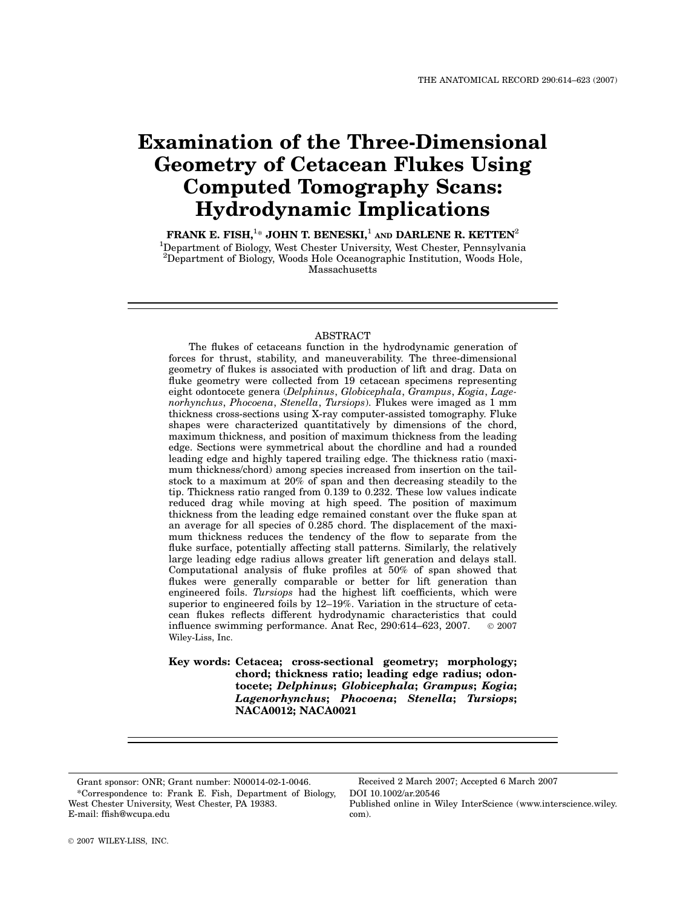# Examination of the Three-Dimensional Geometry of Cetacean Flukes Using Computed Tomography Scans: Hydrodynamic Implications

**FRANK E. FISH,**[1]* **JOHN T. BENESKI,**[1] **AND DARLENE R. KETTEN**[2]

[1]Department of Biology, West Chester University, West Chester, Pennsylvania
[2]Department of Biology, Woods Hole Oceanographic Institution, Woods Hole, Massachusetts

## ABSTRACT

The flukes of cetaceans function in the hydrodynamic generation of forces for thrust, stability, and maneuverability. The three-dimensional geometry of flukes is associated with production of lift and drag. Data on fluke geometry were collected from 19 cetacean specimens representing eight odontocete genera (*Delphinus*, *Globicephala*, *Grampus*, *Kogia*, *Lagenorhynchus*, *Phocoena*, *Stenella*, *Tursiops*). Flukes were imaged as 1 mm thickness cross-sections using X-ray computer-assisted tomography. Fluke shapes were characterized quantitatively by dimensions of the chord, maximum thickness, and position of maximum thickness from the leading edge. Sections were symmetrical about the chordline and had a rounded leading edge and highly tapered trailing edge. The thickness ratio (maximum thickness/chord) among species increased from insertion on the tailstock to a maximum at 20% of span and then decreasing steadily to the tip. Thickness ratio ranged from 0.139 to 0.232. These low values indicate reduced drag while moving at high speed. The position of maximum thickness from the leading edge remained constant over the fluke span at an average for all species of 0.285 chord. The displacement of the maximum thickness reduces the tendency of the flow to separate from the fluke surface, potentially affecting stall patterns. Similarly, the relatively large leading edge radius allows greater lift generation and delays stall. Computational analysis of fluke profiles at 50% of span showed that flukes were generally comparable or better for lift generation than engineered foils. *Tursiops* had the highest lift coefficients, which were superior to engineered foils by 12–19%. Variation in the structure of cetacean flukes reflects different hydrodynamic characteristics that could influence swimming performance. Anat Rec, 290:614–623, 2007. © 2007 Wiley-Liss, Inc.

**Key words: Cetacea; cross-sectional geometry; morphology; chord; thickness ratio; leading edge radius; odontocete; *Delphinus*; *Globicephala*; *Grampus*; *Kogia*; *Lagenorhynchus*; *Phocoena*; *Stenella*; *Tursiops*; NACA0012; NACA0021**

---

Grant sponsor: ONR; Grant number: N00014-02-1-0046.

*Correspondence to: Frank E. Fish, Department of Biology, West Chester University, West Chester, PA 19383. E-mail: ffish@wcupa.edu

Received 2 March 2007; Accepted 6 March 2007

DOI 10.1002/ar.20546

Published online in Wiley InterScience (www.interscience.wiley.com).

© 2007 WILEY-LISS, INC.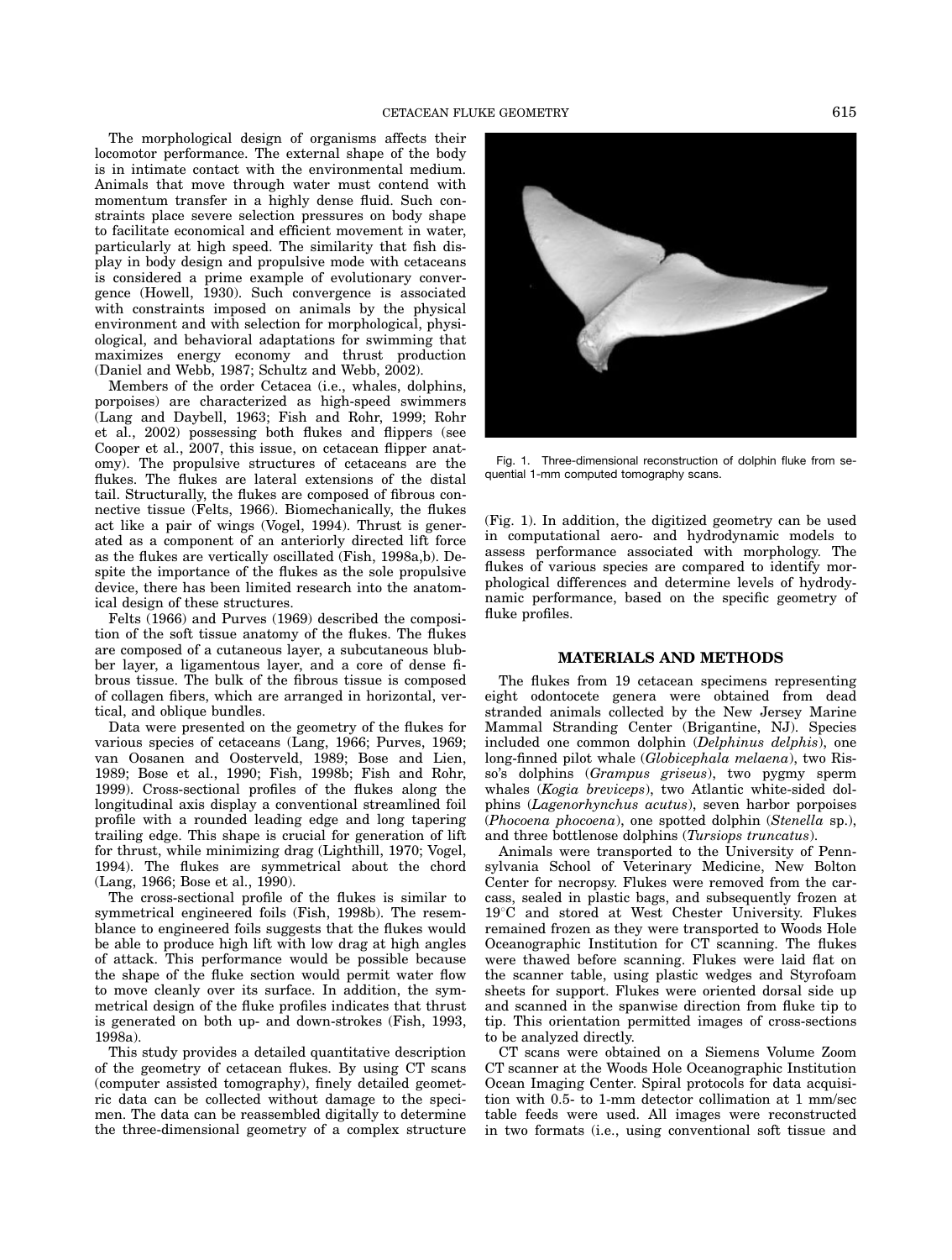The morphological design of organisms affects their locomotor performance. The external shape of the body is in intimate contact with the environmental medium. Animals that move through water must contend with momentum transfer in a highly dense fluid. Such constraints place severe selection pressures on body shape to facilitate economical and efficient movement in water, particularly at high speed. The similarity that fish display in body design and propulsive mode with cetaceans is considered a prime example of evolutionary convergence (Howell, 1930). Such convergence is associated with constraints imposed on animals by the physical environment and with selection for morphological, physiological, and behavioral adaptations for swimming that maximizes energy economy and thrust production (Daniel and Webb, 1987; Schultz and Webb, 2002).

Members of the order Cetacea (i.e., whales, dolphins, porpoises) are characterized as high-speed swimmers (Lang and Daybell, 1963; Fish and Rohr, 1999; Rohr et al., 2002) possessing both flukes and flippers (see Cooper et al., 2007, this issue, on cetacean flipper anatomy). The propulsive structures of cetaceans are the flukes. The flukes are lateral extensions of the distal tail. Structurally, the flukes are composed of fibrous connective tissue (Felts, 1966). Biomechanically, the flukes act like a pair of wings (Vogel, 1994). Thrust is generated as a component of an anteriorly directed lift force as the flukes are vertically oscillated (Fish, 1998a,b). Despite the importance of the flukes as the sole propulsive device, there has been limited research into the anatomical design of these structures.

Felts (1966) and Purves (1969) described the composition of the soft tissue anatomy of the flukes. The flukes are composed of a cutaneous layer, a subcutaneous blubber layer, a ligamentous layer, and a core of dense fibrous tissue. The bulk of the fibrous tissue is composed of collagen fibers, which are arranged in horizontal, vertical, and oblique bundles.

Data were presented on the geometry of the flukes for various species of cetaceans (Lang, 1966; Purves, 1969; van Oosanen and Oosterveld, 1989; Bose and Lien, 1989; Bose et al., 1990; Fish, 1998b; Fish and Rohr, 1999). Cross-sectional profiles of the flukes along the longitudinal axis display a conventional streamlined foil profile with a rounded leading edge and long tapering trailing edge. This shape is crucial for generation of lift for thrust, while minimizing drag (Lighthill, 1970; Vogel, 1994). The flukes are symmetrical about the chord (Lang, 1966; Bose et al., 1990).

The cross-sectional profile of the flukes is similar to symmetrical engineered foils (Fish, 1998b). The resemblance to engineered foils suggests that the flukes would be able to produce high lift with low drag at high angles of attack. This performance would be possible because the shape of the fluke section would permit water flow to move cleanly over its surface. In addition, the symmetrical design of the fluke profiles indicates that thrust is generated on both up- and down-strokes (Fish, 1993, 1998a).

This study provides a detailed quantitative description of the geometry of cetacean flukes. By using CT scans (computer assisted tomography), finely detailed geometric data can be collected without damage to the specimen. The data can be reassembled digitally to determine the three-dimensional geometry of a complex structure (Fig. 1). In addition, the digitized geometry can be used in computational aero- and hydrodynamic models to assess performance associated with morphology. The flukes of various species are compared to identify morphological differences and determine levels of hydrodynamic performance, based on the specific geometry of fluke profiles.

Fig. 1. Three-dimensional reconstruction of dolphin fluke from sequential 1-mm computed tomography scans.

## MATERIALS AND METHODS

The flukes from 19 cetacean specimens representing eight odontocete genera were obtained from dead stranded animals collected by the New Jersey Marine Mammal Stranding Center (Brigantine, NJ). Species included one common dolphin (*Delphinus delphis*), one long-finned pilot whale (*Globicephala melaena*), two Risso's dolphins (*Grampus griseus*), two pygmy sperm whales (*Kogia breviceps*), two Atlantic white-sided dolphins (*Lagenorhynchus acutus*), seven harbor porpoises (*Phocoena phocoena*), one spotted dolphin (*Stenella* sp.), and three bottlenose dolphins (*Tursiops truncatus*).

Animals were transported to the University of Pennsylvania School of Veterinary Medicine, New Bolton Center for necropsy. Flukes were removed from the carcass, sealed in plastic bags, and subsequently frozen at 19°C and stored at West Chester University. Flukes remained frozen as they were transported to Woods Hole Oceanographic Institution for CT scanning. The flukes were thawed before scanning. Flukes were laid flat on the scanner table, using plastic wedges and Styrofoam sheets for support. Flukes were oriented dorsal side up and scanned in the spanwise direction from fluke tip to tip. This orientation permitted images of cross-sections to be analyzed directly.

CT scans were obtained on a Siemens Volume Zoom CT scanner at the Woods Hole Oceanographic Institution Ocean Imaging Center. Spiral protocols for data acquisition with 0.5- to 1-mm detector collimation at 1 mm/sec table feeds were used. All images were reconstructed in two formats (i.e., using conventional soft tissue and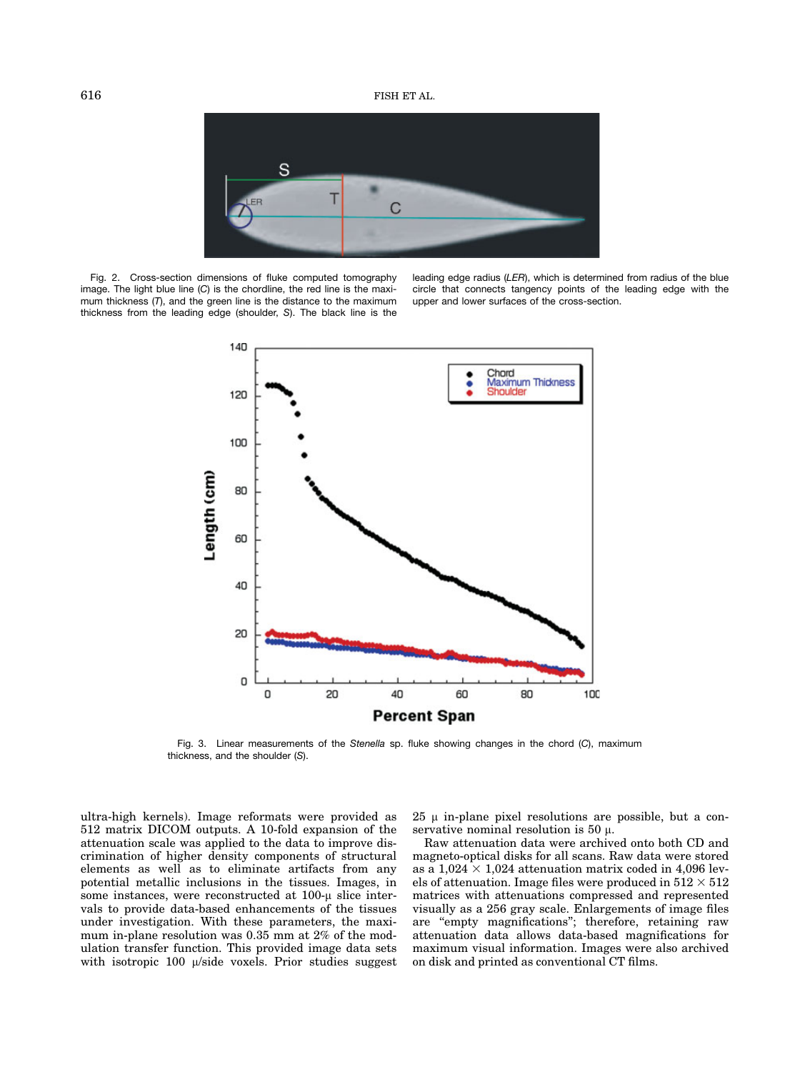Fig. 2. Cross-section dimensions of fluke computed tomography image. The light blue line (*C*) is the chordline, the red line is the maximum thickness (*T*), and the green line is the distance to the maximum thickness from the leading edge (shoulder, *S*). The black line is the leading edge radius (*LER*), which is determined from radius of the blue circle that connects tangency points of the leading edge with the upper and lower surfaces of the cross-section.

Fig. 3. Linear measurements of the *Stenella* sp. fluke showing changes in the chord (*C*), maximum thickness, and the shoulder (*S*).

ultra-high kernels). Image reformats were provided as 512 matrix DICOM outputs. A 10-fold expansion of the attenuation scale was applied to the data to improve discrimination of higher density components of structural elements as well as to eliminate artifacts from any potential metallic inclusions in the tissues. Images, in some instances, were reconstructed at 100-μ slice intervals to provide data-based enhancements of the tissues under investigation. With these parameters, the maximum in-plane resolution was 0.35 mm at 2% of the modulation transfer function. This provided image data sets with isotropic 100 μ/side voxels. Prior studies suggest 25 μ in-plane pixel resolutions are possible, but a conservative nominal resolution is 50 μ.

Raw attenuation data were archived onto both CD and magneto-optical disks for all scans. Raw data were stored as a 1,024 × 1,024 attenuation matrix coded in 4,096 levels of attenuation. Image files were produced in 512 × 512 matrices with attenuations compressed and represented visually as a 256 gray scale. Enlargements of image files are "empty magnifications"; therefore, retaining raw attenuation data allows data-based magnifications for maximum visual information. Images were also archived on disk and printed as conventional CT films.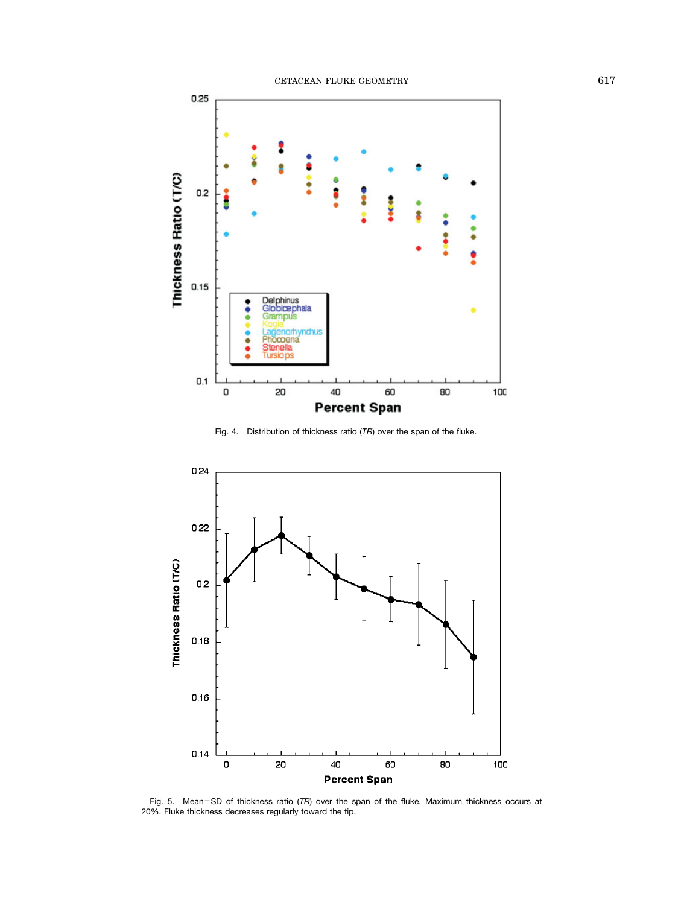Fig. 4. Distribution of thickness ratio (*TR*) over the span of the fluke.

Fig. 5. Mean±SD of thickness ratio (*TR*) over the span of the fluke. Maximum thickness occurs at 20%. Fluke thickness decreases regularly toward the tip.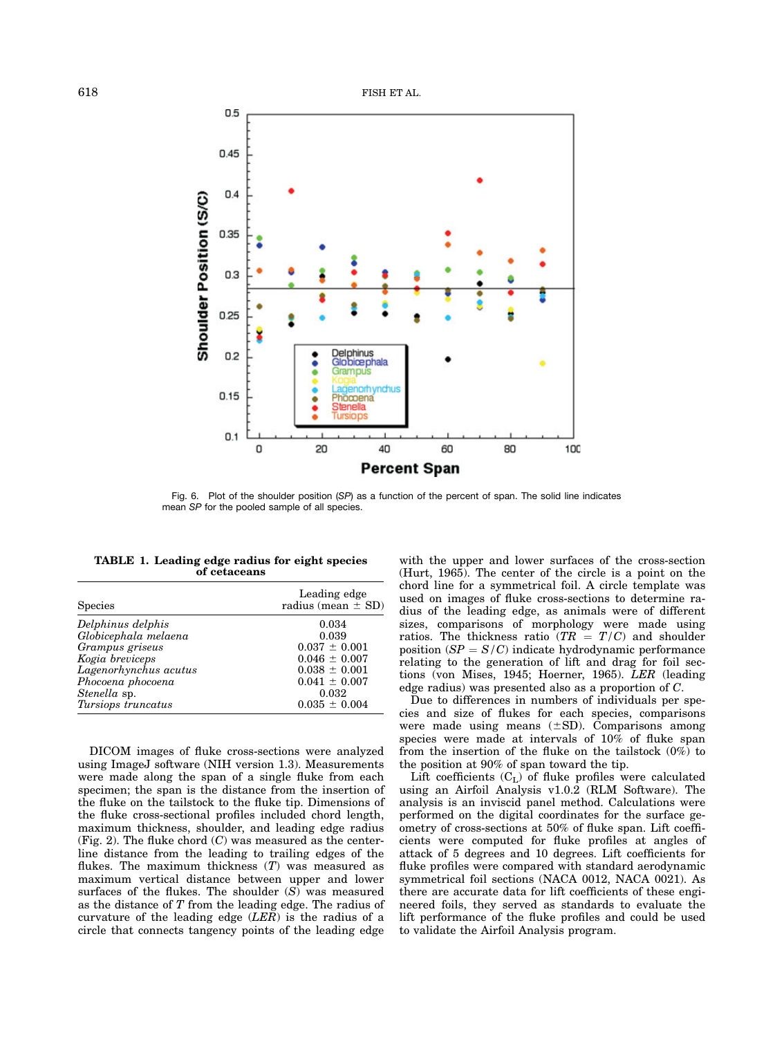Fig. 6. Plot of the shoulder position (*SP*) as a function of the percent of span. The solid line indicates mean *SP* for the pooled sample of all species.

**TABLE 1. Leading edge radius for eight species of cetaceans**

| Species | Leading edge radius (mean ± SD) |
|---|---|
| *Delphinus delphis* | 0.034 |
| *Globicephala melaena* | 0.039 |
| *Grampus griseus* | 0.037 ± 0.001 |
| *Kogia breviceps* | 0.046 ± 0.007 |
| *Lagenorhynchus acutus* | 0.038 ± 0.001 |
| *Phocoena phocoena* | 0.041 ± 0.007 |
| *Stenella* sp. | 0.032 |
| *Tursiops truncatus* | 0.035 ± 0.004 |

DICOM images of fluke cross-sections were analyzed using ImageJ software (NIH version 1.3). Measurements were made along the span of a single fluke from each specimen; the span is the distance from the insertion of the fluke on the tailstock to the fluke tip. Dimensions of the fluke cross-sectional profiles included chord length, maximum thickness, shoulder, and leading edge radius (Fig. 2). The fluke chord ($C$) was measured as the centerline distance from the leading to trailing edges of the flukes. The maximum thickness ($T$) was measured as maximum vertical distance between upper and lower surfaces of the flukes. The shoulder ($S$) was measured as the distance of $T$ from the leading edge. The radius of curvature of the leading edge (*LER*) is the radius of a circle that connects tangency points of the leading edge with the upper and lower surfaces of the cross-section (Hurt, 1965). The center of the circle is a point on the chord line for a symmetrical foil. A circle template was used on images of fluke cross-sections to determine radius of the leading edge, as animals were of different sizes, comparisons of morphology were made using ratios. The thickness ratio ($TR = T/C$) and shoulder position ($SP = S/C$) indicate hydrodynamic performance relating to the generation of lift and drag for foil sections (von Mises, 1945; Hoerner, 1965). *LER* (leading edge radius) was presented also as a proportion of $C$.

Due to differences in numbers of individuals per species and size of flukes for each species, comparisons were made using means (±SD). Comparisons among species were made at intervals of 10% of fluke span from the insertion of the fluke on the tailstock (0%) to the position at 90% of span toward the tip.

Lift coefficients ($C_L$) of fluke profiles were calculated using an Airfoil Analysis v1.0.2 (RLM Software). The analysis is an inviscid panel method. Calculations were performed on the digital coordinates for the surface geometry of cross-sections at 50% of fluke span. Lift coefficients were computed for fluke profiles at angles of attack of 5 degrees and 10 degrees. Lift coefficients for fluke profiles were compared with standard aerodynamic symmetrical foil sections (NACA 0012, NACA 0021). As there are accurate data for lift coefficients of these engineered foils, they served as standards to evaluate the lift performance of the fluke profiles and could be used to validate the Airfoil Analysis program.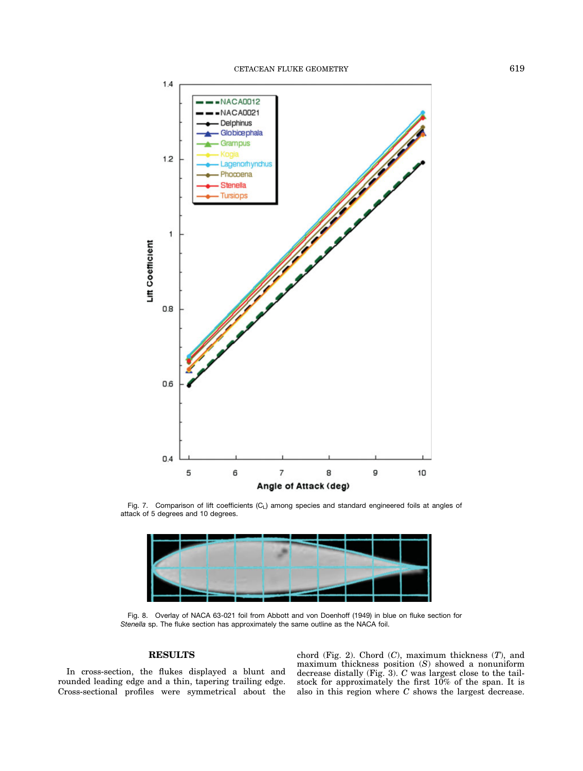Fig. 7. Comparison of lift coefficients ($C_L$) among species and standard engineered foils at angles of attack of 5 degrees and 10 degrees.

Fig. 8. Overlay of NACA 63-021 foil from Abbott and von Doenhoff (1949) in blue on fluke section for *Stenella* sp. The fluke section has approximately the same outline as the NACA foil.

## RESULTS

In cross-section, the flukes displayed a blunt and rounded leading edge and a thin, tapering trailing edge. Cross-sectional profiles were symmetrical about the chord (Fig. 2). Chord ($C$), maximum thickness ($T$), and maximum thickness position ($S$) showed a nonuniform decrease distally (Fig. 3). $C$ was largest close to the tailstock for approximately the first 10% of the span. It is also in this region where $C$ shows the largest decrease.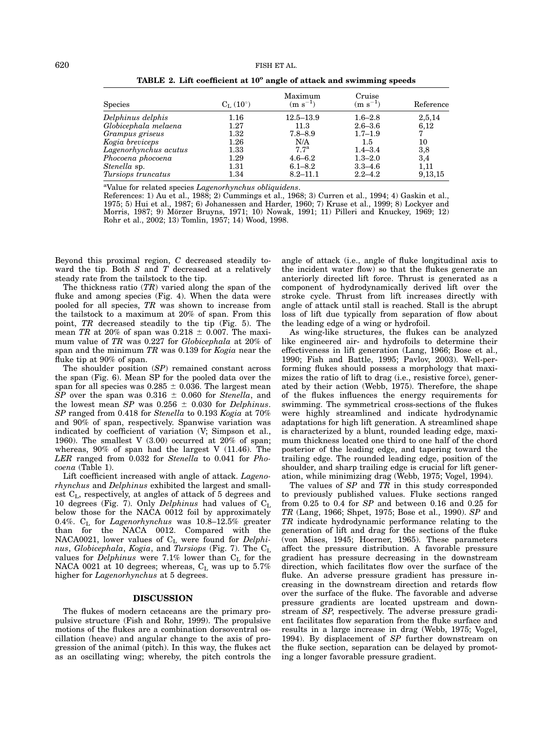**TABLE 2. Lift coefficient at 10° angle of attack and swimming speeds**

| Species | $C_L$ (10°) | Maximum ($m\ s^{-1}$) | Cruise ($m\ s^{-1}$) | Reference |
|---|---|---|---|---|
| *Delphinus delphis* | 1.16 | 12.5–13.9 | 1.6–2.8 | 2,5,14 |
| *Globicephala melaena* | 1.27 | 11.3 | 2.6–3.6 | 6,12 |
| *Grampus griseus* | 1.32 | 7.8–8.9 | 1.7–1.9 | 7 |
| *Kogia breviceps* | 1.26 | N/A | 1.5 | 10 |
| *Lagenorhynchus acutus* | 1.33 | 7.7[a] | 1.4–3.4 | 3,8 |
| *Phocoena phocoena* | 1.29 | 4.6–6.2 | 1.3–2.0 | 3,4 |
| *Stenella* sp. | 1.31 | 6.1–8.2 | 3.3–4.6 | 1,11 |
| *Tursiops truncatus* | 1.34 | 8.2–11.1 | 2.2–4.2 | 9,13,15 |

[a]Value for related species *Lagenorhynchus obliquidens*.

References: 1) Au et al., 1988; 2) Cummings et al., 1968; 3) Curren et al., 1994; 4) Gaskin et al., 1975; 5) Hui et al., 1987; 6) Johanessen and Harder, 1960; 7) Kruse et al., 1999; 8) Lockyer and Morris, 1987; 9) Mörzer Bruyns, 1971; 10) Nowak, 1991; 11) Pilleri and Knuckey, 1969; 12) Rohr et al., 2002; 13) Tomlin, 1957; 14) Wood, 1998.

Beyond this proximal region, *C* decreased steadily toward the tip. Both *S* and *T* decreased at a relatively steady rate from the tailstock to the tip.

The thickness ratio (*TR*) varied along the span of the fluke and among species (Fig. 4). When the data were pooled for all species, *TR* was shown to increase from the tailstock to a maximum at 20% of span. From this point, *TR* decreased steadily to the tip (Fig. 5). The mean *TR* at 20% of span was 0.218 ± 0.007. The maximum value of *TR* was 0.227 for *Globicephala* at 20% of span and the minimum *TR* was 0.139 for *Kogia* near the fluke tip at 90% of span.

The shoulder position (*SP*) remained constant across the span (Fig. 6). Mean SP for the pooled data over the span for all species was 0.285 ± 0.036. The largest mean *SP* over the span was 0.316 ± 0.060 for *Stenella*, and the lowest mean *SP* was 0.256 ± 0.030 for *Delphinus*. *SP* ranged from 0.418 for *Stenella* to 0.193 *Kogia* at 70% and 90% of span, respectively. Spanwise variation was indicated by coefficient of variation (V; Simpson et al., 1960). The smallest V (3.00) occurred at 20% of span; whereas, 90% of span had the largest V (11.46). The *LER* ranged from 0.032 for *Stenella* to 0.041 for *Phocoena* (Table 1).

Lift coefficient increased with angle of attack. *Lagenorhynchus* and *Delphinus* exhibited the largest and smallest $C_L$, respectively, at angles of attack of 5 degrees and 10 degrees (Fig. 7). Only *Delphinus* had values of $C_L$ below those for the NACA 0012 foil by approximately 0.4%. $C_L$ for *Lagenorhynchus* was 10.8–12.5% greater than for the NACA 0012. Compared with the NACA0021, lower values of $C_L$ were found for *Delphinus*, *Globicephala*, *Kogia*, and *Tursiops* (Fig. 7). The $C_L$ values for *Delphinus* were 7.1% lower than $C_L$ for the NACA 0021 at 10 degrees; whereas, $C_L$ was up to 5.7% higher for *Lagenorhynchus* at 5 degrees.

## DISCUSSION

The flukes of modern cetaceans are the primary propulsive structure (Fish and Rohr, 1999). The propulsive motions of the flukes are a combination dorsoventral oscillation (heave) and angular change to the axis of progression of the animal (pitch). In this way, the flukes act as an oscillating wing; whereby, the pitch controls the angle of attack (i.e., angle of fluke longitudinal axis to the incident water flow) so that the flukes generate an anteriorly directed lift force. Thrust is generated as a component of hydrodynamically derived lift over the stroke cycle. Thrust from lift increases directly with angle of attack until stall is reached. Stall is the abrupt loss of lift due typically from separation of flow about the leading edge of a wing or hydrofoil.

As wing-like structures, the flukes can be analyzed like engineered air- and hydrofoils to determine their effectiveness in lift generation (Lang, 1966; Bose et al., 1990; Fish and Battle, 1995; Pavlov, 2003). Well-performing flukes should possess a morphology that maximizes the ratio of lift to drag (i.e., resistive force), generated by their action (Webb, 1975). Therefore, the shape of the flukes influences the energy requirements for swimming. The symmetrical cross-sections of the flukes were highly streamlined and indicate hydrodynamic adaptations for high lift generation. A streamlined shape is characterized by a blunt, rounded leading edge, maximum thickness located one third to one half of the chord posterior of the leading edge, and tapering toward the trailing edge. The rounded leading edge, position of the shoulder, and sharp trailing edge is crucial for lift generation, while minimizing drag (Webb, 1975; Vogel, 1994).

The values of *SP* and *TR* in this study corresponded to previously published values. Fluke sections ranged from 0.25 to 0.4 for *SP* and between 0.16 and 0.25 for *TR* (Lang, 1966; Shpet, 1975; Bose et al., 1990). *SP* and *TR* indicate hydrodynamic performance relating to the generation of lift and drag for the sections of the fluke (von Mises, 1945; Hoerner, 1965). These parameters affect the pressure distribution. A favorable pressure gradient has pressure decreasing in the downstream direction, which facilitates flow over the surface of the fluke. An adverse pressure gradient has pressure increasing in the downstream direction and retards flow over the surface of the fluke. The favorable and adverse pressure gradients are located upstream and downstream of *SP*, respectively. The adverse pressure gradient facilitates flow separation from the fluke surface and results in a large increase in drag (Webb, 1975; Vogel, 1994). By displacement of *SP* further downstream on the fluke section, separation can be delayed by promoting a longer favorable pressure gradient.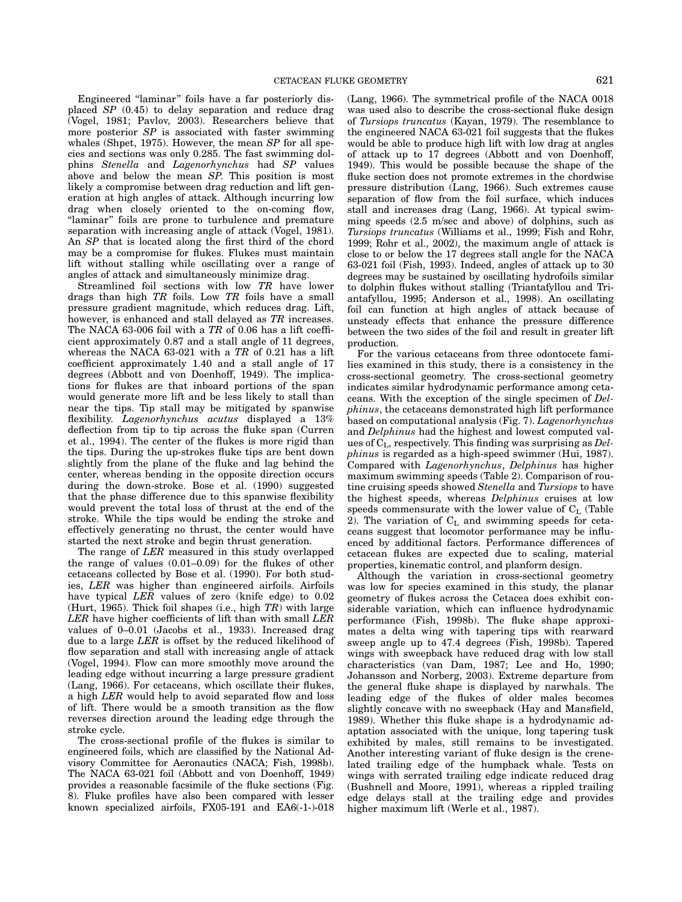Engineered "laminar" foils have a far posteriorly displaced *SP* (0.45) to delay separation and reduce drag (Vogel, 1981; Pavlov, 2003). Researchers believe that more posterior *SP* is associated with faster swimming whales (Shpet, 1975). However, the mean *SP* for all species and sections was only 0.285. The fast swimming dolphins *Stenella* and *Lagenorhynchus* had *SP* values above and below the mean *SP*. This position is most likely a compromise between drag reduction and lift generation at high angles of attack. Although incurring low drag when closely oriented to the on-coming flow, "laminar" foils are prone to turbulence and premature separation with increasing angle of attack (Vogel, 1981). An *SP* that is located along the first third of the chord may be a compromise for flukes. Flukes must maintain lift without stalling while oscillating over a range of angles of attack and simultaneously minimize drag.

Streamlined foil sections with low *TR* have lower drags than high *TR* foils. Low *TR* foils have a small pressure gradient magnitude, which reduces drag. Lift, however, is enhanced and stall delayed as *TR* increases. The NACA 63-006 foil with a *TR* of 0.06 has a lift coefficient approximately 0.87 and a stall angle of 11 degrees, whereas the NACA 63-021 with a *TR* of 0.21 has a lift coefficient approximately 1.40 and a stall angle of 17 degrees (Abbott and von Doenhoff, 1949). The implications for flukes are that inboard portions of the span would generate more lift and be less likely to stall than near the tips. Tip stall may be mitigated by spanwise flexibility. *Lagenorhynchus acutus* displayed a 13% deflection from tip to tip across the fluke span (Curren et al., 1994). The center of the flukes is more rigid than the tips. During the up-strokes fluke tips are bent down slightly from the plane of the fluke and lag behind the center, whereas bending in the opposite direction occurs during the down-stroke. Bose et al. (1990) suggested that the phase difference due to this spanwise flexibility would prevent the total loss of thrust at the end of the stroke. While the tips would be ending the stroke and effectively generating no thrust, the center would have started the next stroke and begin thrust generation.

The range of *LER* measured in this study overlapped the range of values (0.01–0.09) for the flukes of other cetaceans collected by Bose et al. (1990). For both studies, *LER* was higher than engineered airfoils. Airfoils have typical *LER* values of zero (knife edge) to 0.02 (Hurt, 1965). Thick foil shapes (i.e., high *TR*) with large *LER* have higher coefficients of lift than with small *LER* values of 0–0.01 (Jacobs et al., 1933). Increased drag due to a large *LER* is offset by the reduced likelihood of flow separation and stall with increasing angle of attack (Vogel, 1994). Flow can more smoothly move around the leading edge without incurring a large pressure gradient (Lang, 1966). For cetaceans, which oscillate their flukes, a high *LER* would help to avoid separated flow and loss of lift. There would be a smooth transition as the flow reverses direction around the leading edge through the stroke cycle.

The cross-sectional profile of the flukes is similar to engineered foils, which are classified by the National Advisory Committee for Aeronautics (NACA; Fish, 1998b). The NACA 63-021 foil (Abbott and von Doenhoff, 1949) provides a reasonable facsimile of the fluke sections (Fig. 8). Fluke profiles have also been compared with lesser known specialized airfoils, FX05-191 and EA6(-1-)-018 (Lang, 1966). The symmetrical profile of the NACA 0018 was used also to describe the cross-sectional fluke design of *Tursiops truncatus* (Kayan, 1979). The resemblance to the engineered NACA 63-021 foil suggests that the flukes would be able to produce high lift with low drag at angles of attack up to 17 degrees (Abbott and von Doenhoff, 1949). This would be possible because the shape of the fluke section does not promote extremes in the chordwise pressure distribution (Lang, 1966). Such extremes cause separation of flow from the foil surface, which induces stall and increases drag (Lang, 1966). At typical swimming speeds (2.5 m/sec and above) of dolphins, such as *Tursiops truncatus* (Williams et al., 1999; Fish and Rohr, 1999; Rohr et al., 2002), the maximum angle of attack is close to or below the 17 degrees stall angle for the NACA 63-021 foil (Fish, 1993). Indeed, angles of attack up to 30 degrees may be sustained by oscillating hydrofoils similar to dolphin flukes without stalling (Triantafyllou and Triantafyllou, 1995; Anderson et al., 1998). An oscillating foil can function at high angles of attack because of unsteady effects that enhance the pressure difference between the two sides of the foil and result in greater lift production.

For the various cetaceans from three odontocete families examined in this study, there is a consistency in the cross-sectional geometry. The cross-sectional geometry indicates similar hydrodynamic performance among cetaceans. With the exception of the single specimen of *Delphinus*, the cetaceans demonstrated high lift performance based on computational analysis (Fig. 7). *Lagenorhynchus* and *Delphinus* had the highest and lowest computed values of $C_L$, respectively. This finding was surprising as *Delphinus* is regarded as a high-speed swimmer (Hui, 1987). Compared with *Lagenorhynchus*, *Delphinus* has higher maximum swimming speeds (Table 2). Comparison of routine cruising speeds showed *Stenella* and *Tursiops* to have the highest speeds, whereas *Delphinus* cruises at low speeds commensurate with the lower value of $C_L$ (Table 2). The variation of $C_L$ and swimming speeds for cetaceans suggest that locomotor performance may be influenced by additional factors. Performance differences of cetacean flukes are expected due to scaling, material properties, kinematic control, and planform design.

Although the variation in cross-sectional geometry was low for species examined in this study, the planar geometry of flukes across the Cetacea does exhibit considerable variation, which can influence hydrodynamic performance (Fish, 1998b). The fluke shape approximates a delta wing with tapering tips with rearward sweep angle up to 47.4 degrees (Fish, 1998b). Tapered wings with sweepback have reduced drag with low stall characteristics (van Dam, 1987; Lee and Ho, 1990; Johansson and Norberg, 2003). Extreme departure from the general fluke shape is displayed by narwhals. The leading edge of the flukes of older males becomes slightly concave with no sweepback (Hay and Mansfield, 1989). Whether this fluke shape is a hydrodynamic adaptation associated with the unique, long tapering tusk exhibited by males, still remains to be investigated. Another interesting variant of fluke design is the crenelated trailing edge of the humpback whale. Tests on wings with serrated trailing edge indicate reduced drag (Bushnell and Moore, 1991), whereas a rippled trailing edge delays stall at the trailing edge and provides higher maximum lift (Werle et al., 1987).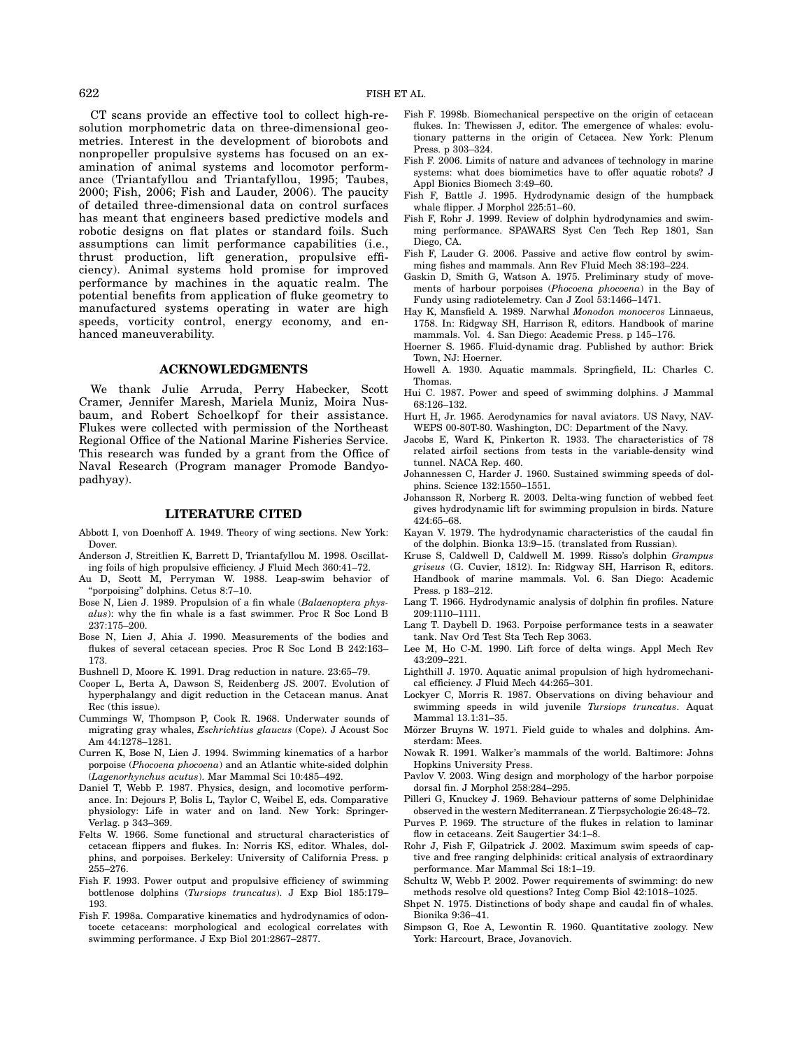CT scans provide an effective tool to collect high-resolution morphometric data on three-dimensional geometries. Interest in the development of biorobots and nonpropeller propulsive systems has focused on an examination of animal systems and locomotor performance (Triantafyllou and Triantafyllou, 1995; Taubes, 2000; Fish, 2006; Fish and Lauder, 2006). The paucity of detailed three-dimensional data on control surfaces has meant that engineers based predictive models and robotic designs on flat plates or standard foils. Such assumptions can limit performance capabilities (i.e., thrust production, lift generation, propulsive efficiency). Animal systems hold promise for improved performance by machines in the aquatic realm. The potential benefits from application of fluke geometry to manufactured systems operating in water are high speeds, vorticity control, energy economy, and enhanced maneuverability.

## ACKNOWLEDGMENTS

We thank Julie Arruda, Perry Habecker, Scott Cramer, Jennifer Maresh, Mariela Muniz, Moira Nusbaum, and Robert Schoelkopf for their assistance. Flukes were collected with permission of the Northeast Regional Office of the National Marine Fisheries Service. This research was funded by a grant from the Office of Naval Research (Program manager Promode Bandyopadhyay).

## LITERATURE CITED

Abbott I, von Doenhoff A. 1949. Theory of wing sections. New York: Dover.

Anderson J, Streitlien K, Barrett D, Triantafyllou M. 1998. Oscillating foils of high propulsive efficiency. J Fluid Mech 360:41–72.

Au D, Scott M, Perryman W. 1988. Leap-swim behavior of "porpoising" dolphins. Cetus 8:7–10.

Bose N, Lien J. 1989. Propulsion of a fin whale (*Balaenoptera physalus*): why the fin whale is a fast swimmer. Proc R Soc Lond B 237:175–200.

Bose N, Lien J, Ahia J. 1990. Measurements of the bodies and flukes of several cetacean species. Proc R Soc Lond B 242:163–173.

Bushnell D, Moore K. 1991. Drag reduction in nature. 23:65–79.

Cooper L, Berta A, Dawson S, Reidenberg JS. 2007. Evolution of hyperphalangy and digit reduction in the Cetacean manus. Anat Rec (this issue).

Cummings W, Thompson P, Cook R. 1968. Underwater sounds of migrating gray whales, *Eschrichtius glaucus* (Cope). J Acoust Soc Am 44:1278–1281.

Curren K, Bose N, Lien J. 1994. Swimming kinematics of a harbor porpoise (*Phocoena phocoena*) and an Atlantic white-sided dolphin (*Lagenorhynchus acutus*). Mar Mammal Sci 10:485–492.

Daniel T, Webb P. 1987. Physics, design, and locomotive performance. In: Dejours P, Bolis L, Taylor C, Weibel E, eds. Comparative physiology: Life in water and on land. New York: Springer-Verlag. p 343–369.

Felts W. 1966. Some functional and structural characteristics of cetacean flippers and flukes. In: Norris KS, editor. Whales, dolphins, and porpoises. Berkeley: University of California Press. p 255–276.

Fish F. 1993. Power output and propulsive efficiency of swimming bottlenose dolphins (*Tursiops truncatus*). J Exp Biol 185:179–193.

Fish F. 1998a. Comparative kinematics and hydrodynamics of odontocete cetaceans: morphological and ecological correlates with swimming performance. J Exp Biol 201:2867–2877.

Fish F. 1998b. Biomechanical perspective on the origin of cetacean flukes. In: Thewissen J, editor. The emergence of whales: evolutionary patterns in the origin of Cetacea. New York: Plenum Press. p 303–324.

Fish F. 2006. Limits of nature and advances of technology in marine systems: what does biomimetics have to offer aquatic robots? J Appl Bionics Biomech 3:49–60.

Fish F, Battle J. 1995. Hydrodynamic design of the humpback whale flipper. J Morphol 225:51–60.

Fish F, Rohr J. 1999. Review of dolphin hydrodynamics and swimming performance. SPAWARS Syst Cen Tech Rep 1801, San Diego, CA.

Fish F, Lauder G. 2006. Passive and active flow control by swimming fishes and mammals. Ann Rev Fluid Mech 38:193–224.

Gaskin D, Smith G, Watson A. 1975. Preliminary study of movements of harbour porpoises (*Phocoena phocoena*) in the Bay of Fundy using radiotelemetry. Can J Zool 53:1466–1471.

Hay K, Mansfield A. 1989. Narwhal *Monodon monoceros* Linnaeus, 1758. In: Ridgway SH, Harrison R, editors. Handbook of marine mammals. Vol. 4. San Diego: Academic Press. p 145–176.

Hoerner S. 1965. Fluid-dynamic drag. Published by author: Brick Town, NJ: Hoerner.

Howell A. 1930. Aquatic mammals. Springfield, IL: Charles C. Thomas.

Hui C. 1987. Power and speed of swimming dolphins. J Mammal 68:126–132.

Hurt H, Jr. 1965. Aerodynamics for naval aviators. US Navy, NAVWEPS 00-80T-80. Washington, DC: Department of the Navy.

Jacobs E, Ward K, Pinkerton R. 1933. The characteristics of 78 related airfoil sections from tests in the variable-density wind tunnel. NACA Rep. 460.

Johannessen C, Harder J. 1960. Sustained swimming speeds of dolphins. Science 132:1550–1551.

Johansson R, Norberg R. 2003. Delta-wing function of webbed feet gives hydrodynamic lift for swimming propulsion in birds. Nature 424:65–68.

Kayan V. 1979. The hydrodynamic characteristics of the caudal fin of the dolphin. Bionka 13:9–15. (translated from Russian).

Kruse S, Caldwell D, Caldwell M. 1999. Risso's dolphin *Grampus griseus* (G. Cuvier, 1812). In: Ridgway SH, Harrison R, editors. Handbook of marine mammals. Vol. 6. San Diego: Academic Press. p 183–212.

Lang T. 1966. Hydrodynamic analysis of dolphin fin profiles. Nature 209:1110–1111.

Lang T. Daybell D. 1963. Porpoise performance tests in a seawater tank. Nav Ord Test Sta Tech Rep 3063.

Lee M, Ho C-M. 1990. Lift force of delta wings. Appl Mech Rev 43:209–221.

Lighthill J. 1970. Aquatic animal propulsion of high hydromechanical efficiency. J Fluid Mech 44:265–301.

Lockyer C, Morris R. 1987. Observations on diving behaviour and swimming speeds in wild juvenile *Tursiops truncatus*. Aquat Mammal 13.1:31–35.

Mörzer Bruyns W. 1971. Field guide to whales and dolphins. Amsterdam: Mees.

Nowak R. 1991. Walker's mammals of the world. Baltimore: Johns Hopkins University Press.

Pavlov V. 2003. Wing design and morphology of the harbor porpoise dorsal fin. J Morphol 258:284–295.

Pilleri G, Knuckey J. 1969. Behaviour patterns of some Delphinidae observed in the western Mediterranean. Z Tierpsychologie 26:48–72.

Purves P. 1969. The structure of the flukes in relation to laminar flow in cetaceans. Zeit Saugertier 34:1–8.

Rohr J, Fish F, Gilpatrick J. 2002. Maximum swim speeds of captive and free ranging delphinids: critical analysis of extraordinary performance. Mar Mammal Sci 18:1–19.

Schultz W, Webb P. 2002. Power requirements of swimming: do new methods resolve old questions? Integ Comp Biol 42:1018–1025.

Shpet N. 1975. Distinctions of body shape and caudal fin of whales. Bionika 9:36–41.

Simpson G, Roe A, Lewontin R. 1960. Quantitative zoology. New York: Harcourt, Brace, Jovanovich.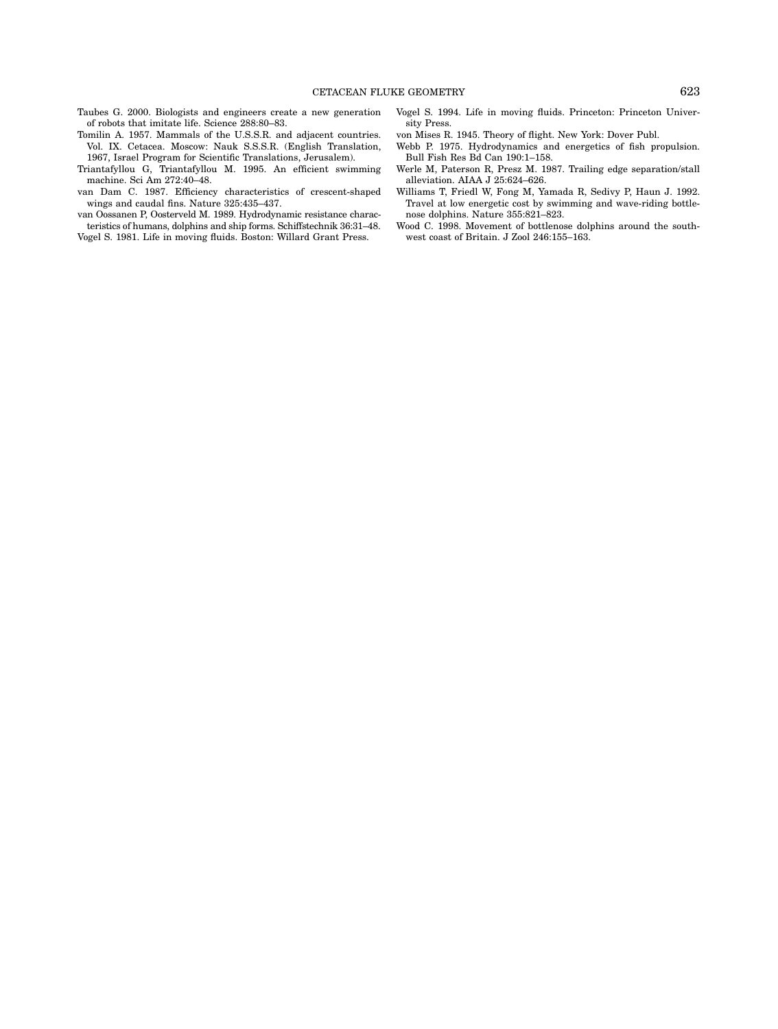Taubes G. 2000. Biologists and engineers create a new generation of robots that imitate life. Science 288:80–83.

Tomilin A. 1957. Mammals of the U.S.S.R. and adjacent countries. Vol. IX. Cetacea. Moscow: Nauk S.S.S.R. (English Translation, 1967, Israel Program for Scientific Translations, Jerusalem).

Triantafyllou G, Triantafyllou M. 1995. An efficient swimming machine. Sci Am 272:40–48.

van Dam C. 1987. Efficiency characteristics of crescent-shaped wings and caudal fins. Nature 325:435–437.

van Oossanen P, Oosterveld M. 1989. Hydrodynamic resistance characteristics of humans, dolphins and ship forms. Schiffstechnik 36:31–48.

Vogel S. 1981. Life in moving fluids. Boston: Willard Grant Press.

Vogel S. 1994. Life in moving fluids. Princeton: Princeton University Press.

von Mises R. 1945. Theory of flight. New York: Dover Publ.

Webb P. 1975. Hydrodynamics and energetics of fish propulsion. Bull Fish Res Bd Can 190:1–158.

Werle M, Paterson R, Presz M. 1987. Trailing edge separation/stall alleviation. AIAA J 25:624–626.

Williams T, Friedl W, Fong M, Yamada R, Sedivy P, Haun J. 1992. Travel at low energetic cost by swimming and wave-riding bottlenose dolphins. Nature 355:821–823.

Wood C. 1998. Movement of bottlenose dolphins around the southwest coast of Britain. J Zool 246:155–163.